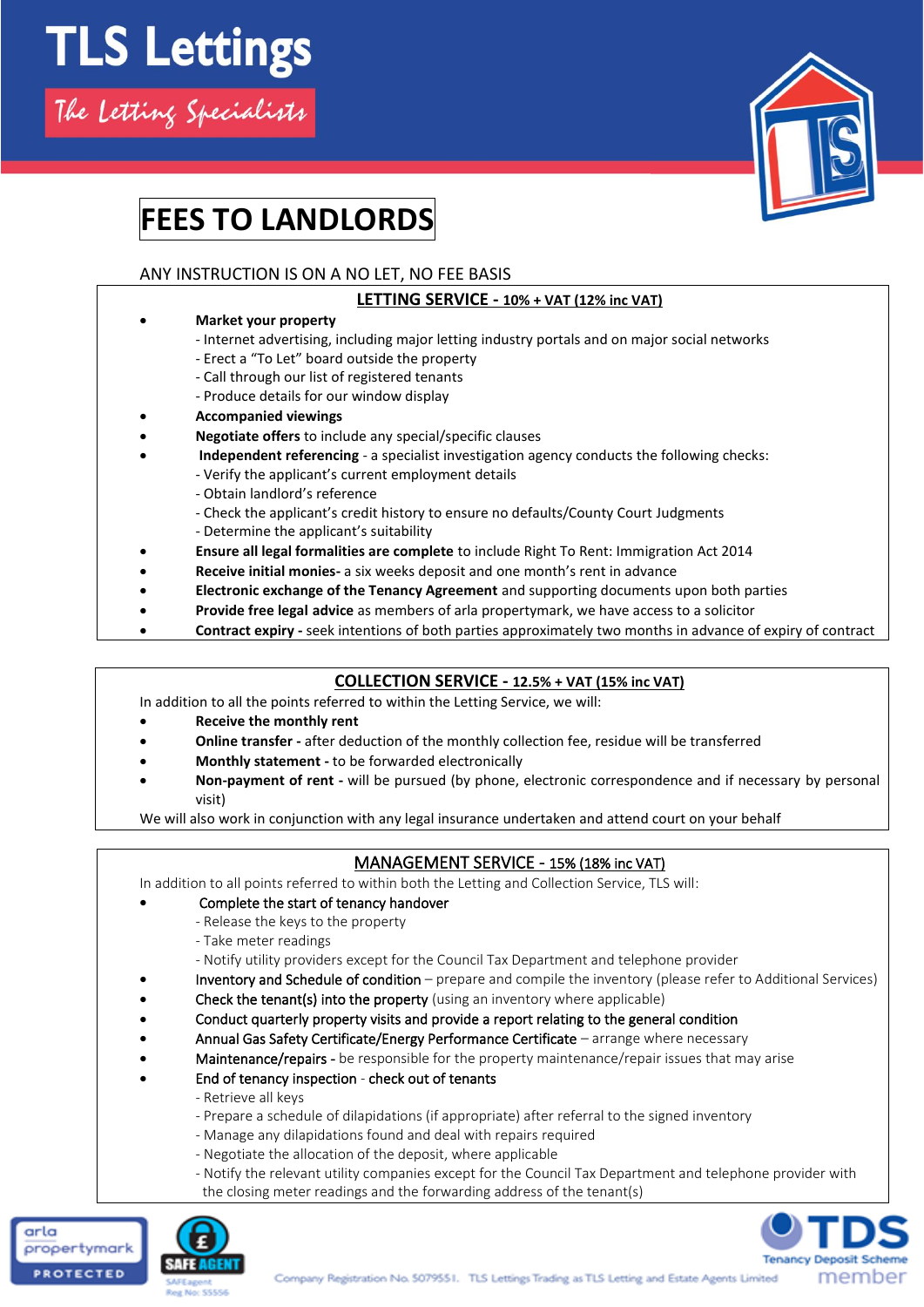# TLS Lettings

*The Letting Specialists*

## FEES TO LANDLORDS

ANY INSTRUCTION IS ON A NO LET, NO FEE BASIS

### LETTING SERVICE - 10% + VAT (12% inc VAT)

- **Market your property**
  - Internet advertising, including major letting industry portals and on major social networks
  - Erect a "To Let" board outside the property
  - Call through our list of registered tenants
  - Produce details for our window display
- **Accompanied viewings**
- **Negotiate offers** to include any special/specific clauses
- **Independent referencing** - a specialist investigation agency conducts the following checks:
  - Verify the applicant's current employment details
  - Obtain landlord's reference
  - Check the applicant's credit history to ensure no defaults/County Court Judgments
  - Determine the applicant's suitability
- **Ensure all legal formalities are complete** to include Right To Rent: Immigration Act 2014
- **Receive initial monies-** a six weeks deposit and one month's rent in advance
- **Electronic exchange of the Tenancy Agreement** and supporting documents upon both parties
- **Provide free legal advice** as members of arla propertymark, we have access to a solicitor
- **Contract expiry -** seek intentions of both parties approximately two months in advance of expiry of contract

### COLLECTION SERVICE - 12.5% + VAT (15% inc VAT)

In addition to all the points referred to within the Letting Service, we will:

- **Receive the monthly rent**
- **Online transfer -** after deduction of the monthly collection fee, residue will be transferred
- **Monthly statement -** to be forwarded electronically
- **Non-payment of rent -** will be pursued (by phone, electronic correspondence and if necessary by personal visit)

We will also work in conjunction with any legal insurance undertaken and attend court on your behalf

### MANAGEMENT SERVICE - 15% (18% inc VAT)

In addition to all points referred to within both the Letting and Collection Service, TLS will:

- Complete the start of tenancy handover
  - Release the keys to the property
  - Take meter readings
  - Notify utility providers except for the Council Tax Department and telephone provider
- Inventory and Schedule of condition – prepare and compile the inventory (please refer to Additional Services)
- Check the tenant(s) into the property (using an inventory where applicable)
- Conduct quarterly property visits and provide a report relating to the general condition
- Annual Gas Safety Certificate/Energy Performance Certificate – arrange where necessary
- Maintenance/repairs - be responsible for the property maintenance/repair issues that may arise
- End of tenancy inspection - check out of tenants
  - Retrieve all keys
  - Prepare a schedule of dilapidations (if appropriate) after referral to the signed inventory
  - Manage any dilapidations found and deal with repairs required
  - Negotiate the allocation of the deposit, where applicable
  - Notify the relevant utility companies except for the Council Tax Department and telephone provider with the closing meter readings and the forwarding address of the tenant(s)

arla propertymark PROTECTED | SAFE AGENT SAFEagent Reg No: 55556 | TDS Tenancy Deposit Scheme member

Company Registration No. 5079551. TLS Lettings Trading as TLS Letting and Estate Agents Limited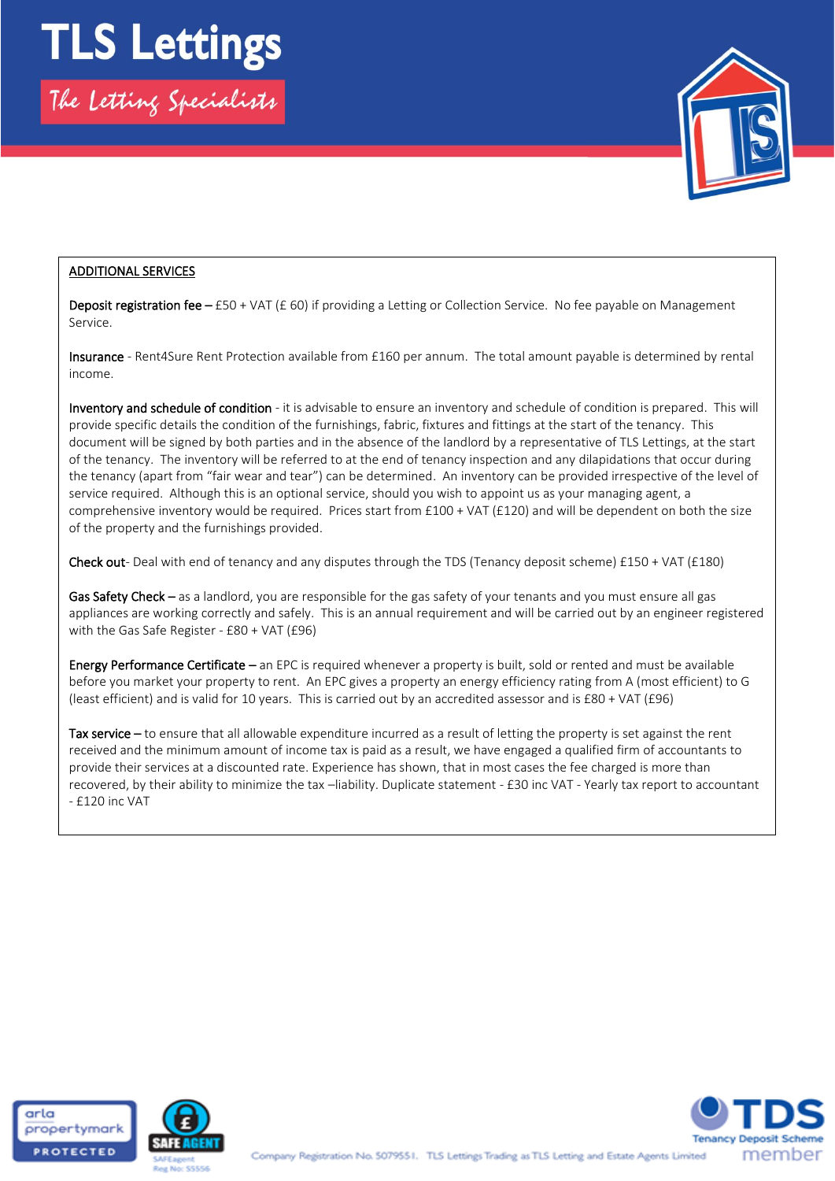# TLS Lettings

*The Letting Specialists*

## ADDITIONAL SERVICES

**Deposit registration fee** – £50 + VAT (£ 60) if providing a Letting or Collection Service. No fee payable on Management Service.

**Insurance** - Rent4Sure Rent Protection available from £160 per annum. The total amount payable is determined by rental income.

**Inventory and schedule of condition** - it is advisable to ensure an inventory and schedule of condition is prepared. This will provide specific details the condition of the furnishings, fabric, fixtures and fittings at the start of the tenancy. This document will be signed by both parties and in the absence of the landlord by a representative of TLS Lettings, at the start of the tenancy. The inventory will be referred to at the end of tenancy inspection and any dilapidations that occur during the tenancy (apart from "fair wear and tear") can be determined. An inventory can be provided irrespective of the level of service required. Although this is an optional service, should you wish to appoint us as your managing agent, a comprehensive inventory would be required. Prices start from £100 + VAT (£120) and will be dependent on both the size of the property and the furnishings provided.

**Check out**- Deal with end of tenancy and any disputes through the TDS (Tenancy deposit scheme) £150 + VAT (£180)

**Gas Safety Check** – as a landlord, you are responsible for the gas safety of your tenants and you must ensure all gas appliances are working correctly and safely. This is an annual requirement and will be carried out by an engineer registered with the Gas Safe Register - £80 + VAT (£96)

**Energy Performance Certificate** – an EPC is required whenever a property is built, sold or rented and must be available before you market your property to rent. An EPC gives a property an energy efficiency rating from A (most efficient) to G (least efficient) and is valid for 10 years. This is carried out by an accredited assessor and is £80 + VAT (£96)

**Tax service** – to ensure that all allowable expenditure incurred as a result of letting the property is set against the rent received and the minimum amount of income tax is paid as a result, we have engaged a qualified firm of accountants to provide their services at a discounted rate. Experience has shown, that in most cases the fee charged is more than recovered, by their ability to minimize the tax –liability. Duplicate statement - £30 inc VAT - Yearly tax report to accountant - £120 inc VAT

arla propertymark PROTECTED

SAFE AGENT SAFEagent Reg No: 55556

Company Registration No. 5079551. TLS Lettings Trading as TLS Letting and Estate Agents Limited

TDS Tenancy Deposit Scheme member